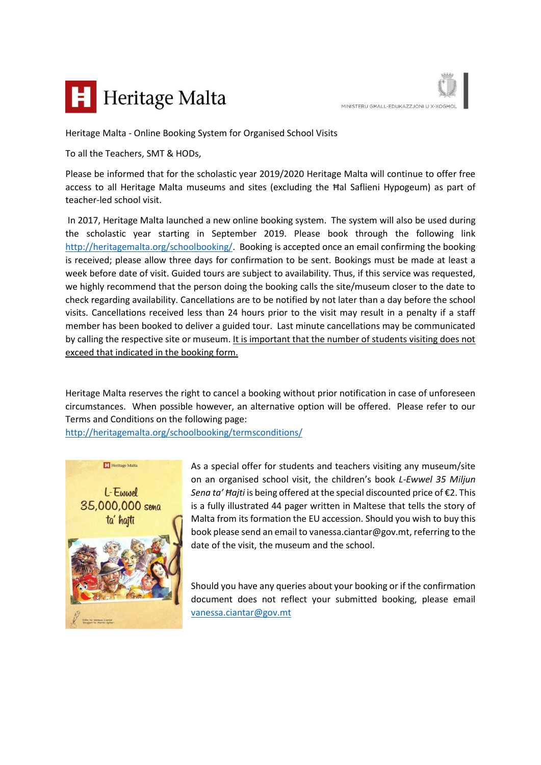Heritage Malta - Online Booking System for Organised School Visits

To all the Teachers, SMT & HODs,

Please be informed that for the scholastic year 2019/2020 Heritage Malta will continue to offer free access to all Heritage Malta museums and sites (excluding the Ħal Saflieni Hypogeum) as part of teacher-led school visit.

In 2017, Heritage Malta launched a new online booking system. The system will also be used during the scholastic year starting in September 2019. Please book through the following link http://heritagemalta.org/schoolbooking/. Booking is accepted once an email confirming the booking is received; please allow three days for confirmation to be sent. Bookings must be made at least a week before date of visit. Guided tours are subject to availability. Thus, if this service was requested, we highly recommend that the person doing the booking calls the site/museum closer to the date to check regarding availability. Cancellations are to be notified by not later than a day before the school visits. Cancellations received less than 24 hours prior to the visit may result in a penalty if a staff member has been booked to deliver a guided tour. Last minute cancellations may be communicated by calling the respective site or museum. <u>It is important that the number of students visiting does not exceed that indicated in the booking form.</u>

Heritage Malta reserves the right to cancel a booking without prior notification in case of unforeseen circumstances. When possible however, an alternative option will be offered. Please refer to our Terms and Conditions on the following page:
http://heritagemalta.org/schoolbooking/termsconditions/

As a special offer for students and teachers visiting any museum/site on an organised school visit, the children's book *L-Ewwel 35 Miljun Sena ta' Ħajti* is being offered at the special discounted price of €2. This is a fully illustrated 44 pager written in Maltese that tells the story of Malta from its formation the EU accession. Should you wish to buy this book please send an email to vanessa.ciantar@gov.mt, referring to the date of the visit, the museum and the school.

Should you have any queries about your booking or if the confirmation document does not reflect your submitted booking, please email vanessa.ciantar@gov.mt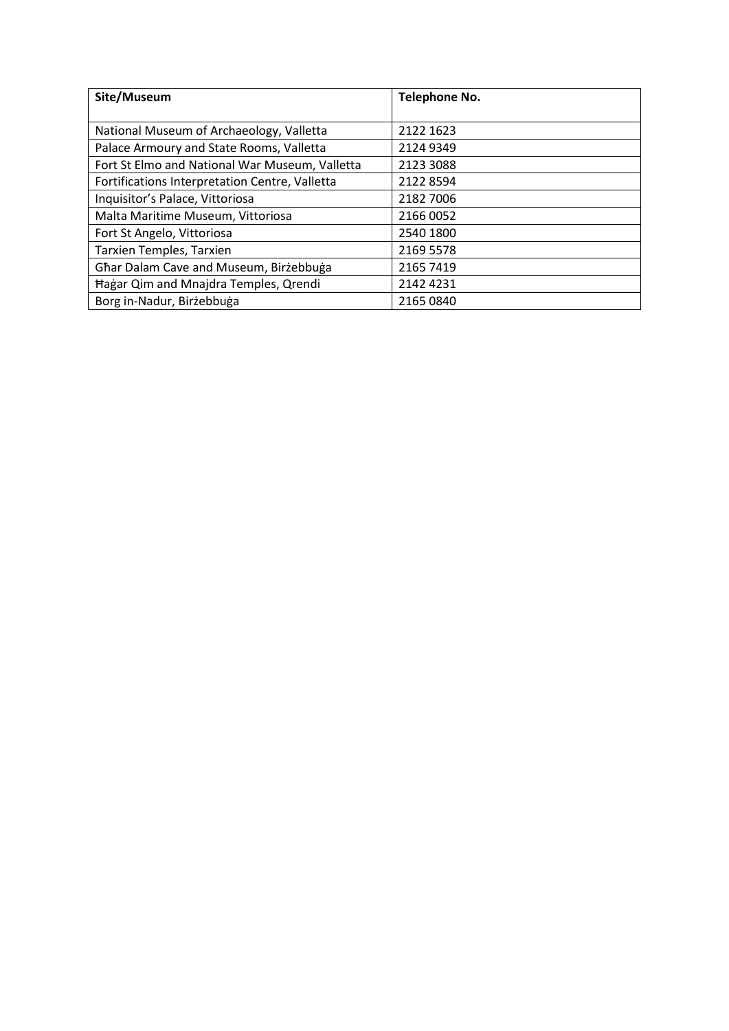| Site/Museum | Telephone No. |
| --- | --- |
| National Museum of Archaeology, Valletta | 2122 1623 |
| Palace Armoury and State Rooms, Valletta | 2124 9349 |
| Fort St Elmo and National War Museum, Valletta | 2123 3088 |
| Fortifications Interpretation Centre, Valletta | 2122 8594 |
| Inquisitor's Palace, Vittoriosa | 2182 7006 |
| Malta Maritime Museum, Vittoriosa | 2166 0052 |
| Fort St Angelo, Vittoriosa | 2540 1800 |
| Tarxien Temples, Tarxien | 2169 5578 |
| Għar Dalam Cave and Museum, Birżebbuġa | 2165 7419 |
| Ħaġar Qim and Mnajdra Temples, Qrendi | 2142 4231 |
| Borg in-Nadur, Birżebbuġa | 2165 0840 |